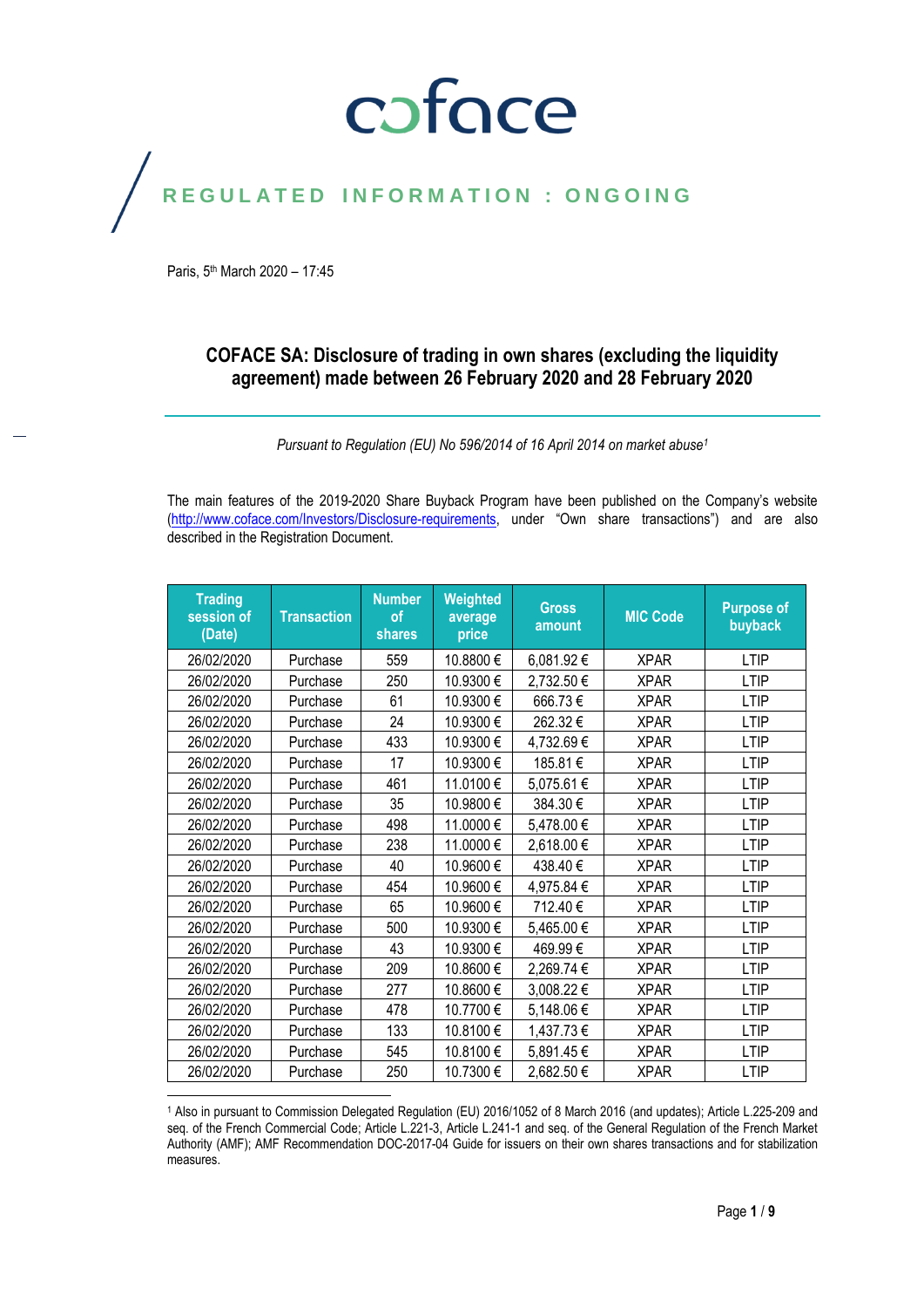coface

REGULATED INFORMATION : ONGOING

Paris, 5th March 2020 – 17:45

# COFACE SA: Disclosure of trading in own shares (excluding the liquidity agreement) made between 26 February 2020 and 28 February 2020

*Pursuant to Regulation (EU) No 596/2014 of 16 April 2014 on market abuse[1]*

The main features of the 2019-2020 Share Buyback Program have been published on the Company's website (http://www.coface.com/Investors/Disclosure-requirements, under "Own share transactions") and are also described in the Registration Document.

| Trading session of (Date) | Transaction | Number of shares | Weighted average price | Gross amount | MIC Code | Purpose of buyback |
|---|---|---|---|---|---|---|
| 26/02/2020 | Purchase | 559 | 10.8800 € | 6,081.92 € | XPAR | LTIP |
| 26/02/2020 | Purchase | 250 | 10.9300 € | 2,732.50 € | XPAR | LTIP |
| 26/02/2020 | Purchase | 61 | 10.9300 € | 666.73 € | XPAR | LTIP |
| 26/02/2020 | Purchase | 24 | 10.9300 € | 262.32 € | XPAR | LTIP |
| 26/02/2020 | Purchase | 433 | 10.9300 € | 4,732.69 € | XPAR | LTIP |
| 26/02/2020 | Purchase | 17 | 10.9300 € | 185.81 € | XPAR | LTIP |
| 26/02/2020 | Purchase | 461 | 11.0100 € | 5,075.61 € | XPAR | LTIP |
| 26/02/2020 | Purchase | 35 | 10.9800 € | 384.30 € | XPAR | LTIP |
| 26/02/2020 | Purchase | 498 | 11.0000 € | 5,478.00 € | XPAR | LTIP |
| 26/02/2020 | Purchase | 238 | 11.0000 € | 2,618.00 € | XPAR | LTIP |
| 26/02/2020 | Purchase | 40 | 10.9600 € | 438.40 € | XPAR | LTIP |
| 26/02/2020 | Purchase | 454 | 10.9600 € | 4,975.84 € | XPAR | LTIP |
| 26/02/2020 | Purchase | 65 | 10.9600 € | 712.40 € | XPAR | LTIP |
| 26/02/2020 | Purchase | 500 | 10.9300 € | 5,465.00 € | XPAR | LTIP |
| 26/02/2020 | Purchase | 43 | 10.9300 € | 469.99 € | XPAR | LTIP |
| 26/02/2020 | Purchase | 209 | 10.8600 € | 2,269.74 € | XPAR | LTIP |
| 26/02/2020 | Purchase | 277 | 10.8600 € | 3,008.22 € | XPAR | LTIP |
| 26/02/2020 | Purchase | 478 | 10.7700 € | 5,148.06 € | XPAR | LTIP |
| 26/02/2020 | Purchase | 133 | 10.8100 € | 1,437.73 € | XPAR | LTIP |
| 26/02/2020 | Purchase | 545 | 10.8100 € | 5,891.45 € | XPAR | LTIP |
| 26/02/2020 | Purchase | 250 | 10.7300 € | 2,682.50 € | XPAR | LTIP |

[1] Also in pursuant to Commission Delegated Regulation (EU) 2016/1052 of 8 March 2016 (and updates); Article L.225-209 and seq. of the French Commercial Code; Article L.221-3, Article L.241-1 and seq. of the General Regulation of the French Market Authority (AMF); AMF Recommendation DOC-2017-04 Guide for issuers on their own shares transactions and for stabilization measures.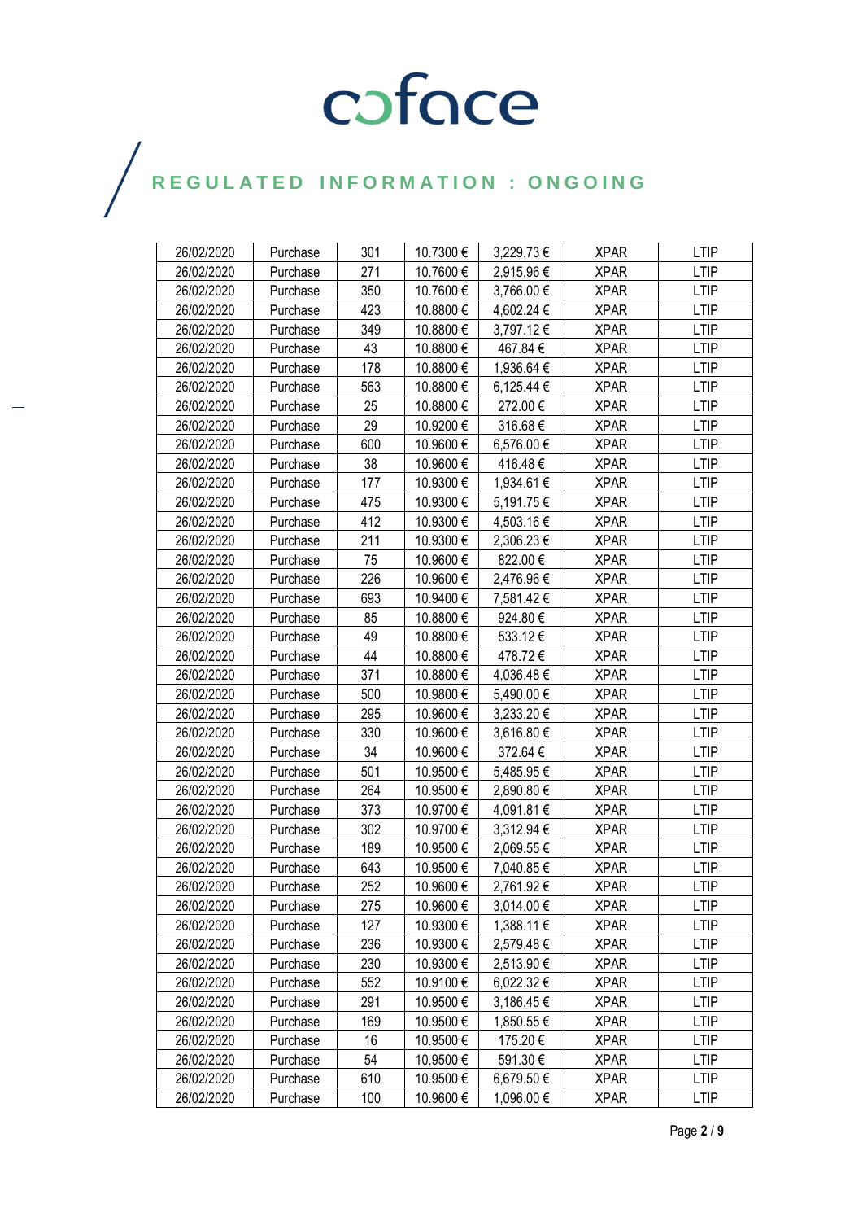| 26/02/2020 | Purchase | 301 | 10.7300 € | 3,229.73 € | XPAR | LTIP |
|---|---|---|---|---|---|---|
| 26/02/2020 | Purchase | 271 | 10.7600 € | 2,915.96 € | XPAR | LTIP |
| 26/02/2020 | Purchase | 350 | 10.7600 € | 3,766.00 € | XPAR | LTIP |
| 26/02/2020 | Purchase | 423 | 10.8800 € | 4,602.24 € | XPAR | LTIP |
| 26/02/2020 | Purchase | 349 | 10.8800 € | 3,797.12 € | XPAR | LTIP |
| 26/02/2020 | Purchase | 43 | 10.8800 € | 467.84 € | XPAR | LTIP |
| 26/02/2020 | Purchase | 178 | 10.8800 € | 1,936.64 € | XPAR | LTIP |
| 26/02/2020 | Purchase | 563 | 10.8800 € | 6,125.44 € | XPAR | LTIP |
| 26/02/2020 | Purchase | 25 | 10.8800 € | 272.00 € | XPAR | LTIP |
| 26/02/2020 | Purchase | 29 | 10.9200 € | 316.68 € | XPAR | LTIP |
| 26/02/2020 | Purchase | 600 | 10.9600 € | 6,576.00 € | XPAR | LTIP |
| 26/02/2020 | Purchase | 38 | 10.9600 € | 416.48 € | XPAR | LTIP |
| 26/02/2020 | Purchase | 177 | 10.9300 € | 1,934.61 € | XPAR | LTIP |
| 26/02/2020 | Purchase | 475 | 10.9300 € | 5,191.75 € | XPAR | LTIP |
| 26/02/2020 | Purchase | 412 | 10.9300 € | 4,503.16 € | XPAR | LTIP |
| 26/02/2020 | Purchase | 211 | 10.9300 € | 2,306.23 € | XPAR | LTIP |
| 26/02/2020 | Purchase | 75 | 10.9600 € | 822.00 € | XPAR | LTIP |
| 26/02/2020 | Purchase | 226 | 10.9600 € | 2,476.96 € | XPAR | LTIP |
| 26/02/2020 | Purchase | 693 | 10.9400 € | 7,581.42 € | XPAR | LTIP |
| 26/02/2020 | Purchase | 85 | 10.8800 € | 924.80 € | XPAR | LTIP |
| 26/02/2020 | Purchase | 49 | 10.8800 € | 533.12 € | XPAR | LTIP |
| 26/02/2020 | Purchase | 44 | 10.8800 € | 478.72 € | XPAR | LTIP |
| 26/02/2020 | Purchase | 371 | 10.8800 € | 4,036.48 € | XPAR | LTIP |
| 26/02/2020 | Purchase | 500 | 10.9800 € | 5,490.00 € | XPAR | LTIP |
| 26/02/2020 | Purchase | 295 | 10.9600 € | 3,233.20 € | XPAR | LTIP |
| 26/02/2020 | Purchase | 330 | 10.9600 € | 3,616.80 € | XPAR | LTIP |
| 26/02/2020 | Purchase | 34 | 10.9600 € | 372.64 € | XPAR | LTIP |
| 26/02/2020 | Purchase | 501 | 10.9500 € | 5,485.95 € | XPAR | LTIP |
| 26/02/2020 | Purchase | 264 | 10.9500 € | 2,890.80 € | XPAR | LTIP |
| 26/02/2020 | Purchase | 373 | 10.9700 € | 4,091.81 € | XPAR | LTIP |
| 26/02/2020 | Purchase | 302 | 10.9700 € | 3,312.94 € | XPAR | LTIP |
| 26/02/2020 | Purchase | 189 | 10.9500 € | 2,069.55 € | XPAR | LTIP |
| 26/02/2020 | Purchase | 643 | 10.9500 € | 7,040.85 € | XPAR | LTIP |
| 26/02/2020 | Purchase | 252 | 10.9600 € | 2,761.92 € | XPAR | LTIP |
| 26/02/2020 | Purchase | 275 | 10.9600 € | 3,014.00 € | XPAR | LTIP |
| 26/02/2020 | Purchase | 127 | 10.9300 € | 1,388.11 € | XPAR | LTIP |
| 26/02/2020 | Purchase | 236 | 10.9300 € | 2,579.48 € | XPAR | LTIP |
| 26/02/2020 | Purchase | 230 | 10.9300 € | 2,513.90 € | XPAR | LTIP |
| 26/02/2020 | Purchase | 552 | 10.9100 € | 6,022.32 € | XPAR | LTIP |
| 26/02/2020 | Purchase | 291 | 10.9500 € | 3,186.45 € | XPAR | LTIP |
| 26/02/2020 | Purchase | 169 | 10.9500 € | 1,850.55 € | XPAR | LTIP |
| 26/02/2020 | Purchase | 16 | 10.9500 € | 175.20 € | XPAR | LTIP |
| 26/02/2020 | Purchase | 54 | 10.9500 € | 591.30 € | XPAR | LTIP |
| 26/02/2020 | Purchase | 610 | 10.9500 € | 6,679.50 € | XPAR | LTIP |
| 26/02/2020 | Purchase | 100 | 10.9600 € | 1,096.00 € | XPAR | LTIP |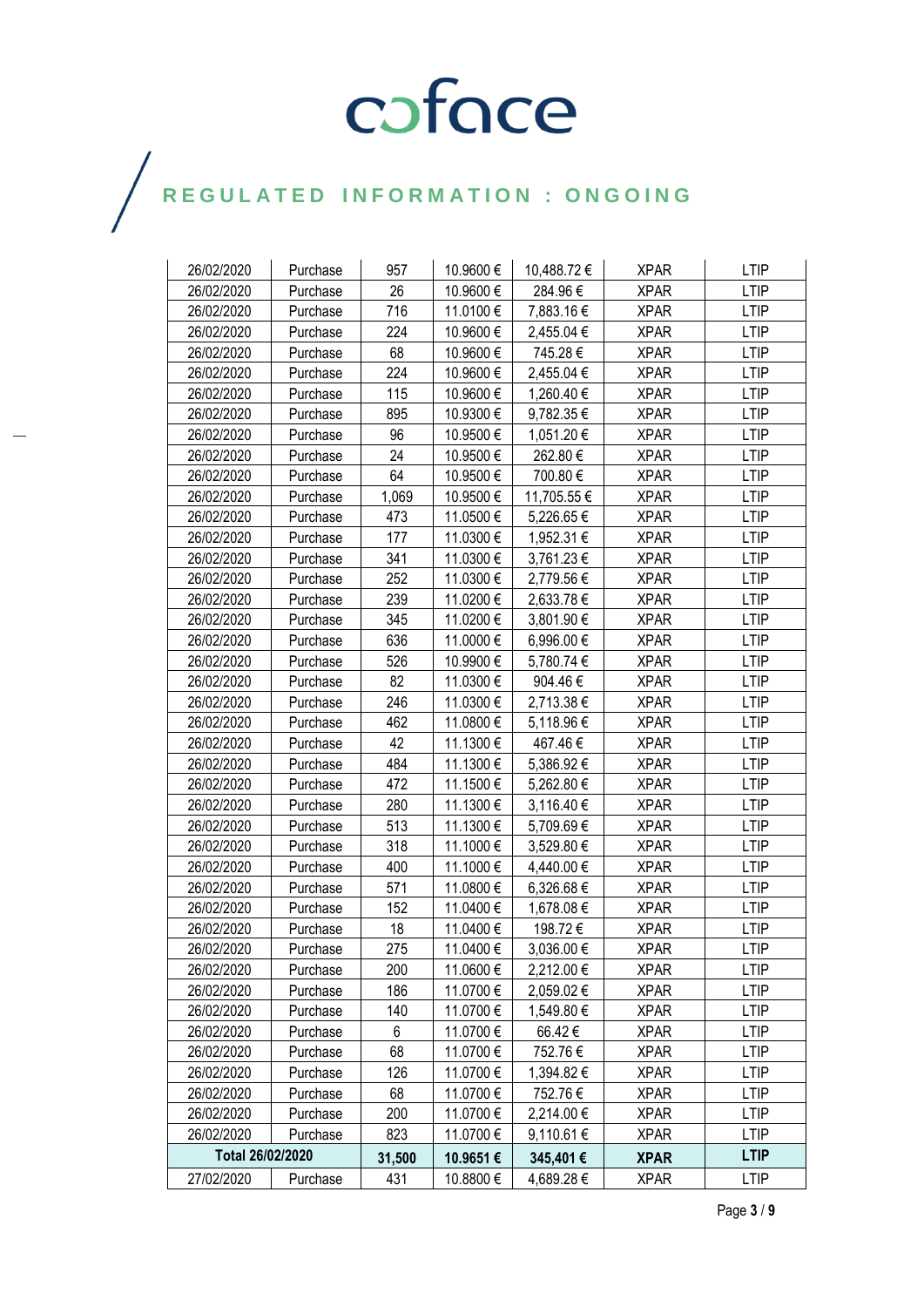| 26/02/2020 | Purchase | 957 | 10.9600 € | 10,488.72 € | XPAR | LTIP |
|---|---|---|---|---|---|---|
| 26/02/2020 | Purchase | 26 | 10.9600 € | 284.96 € | XPAR | LTIP |
| 26/02/2020 | Purchase | 716 | 11.0100 € | 7,883.16 € | XPAR | LTIP |
| 26/02/2020 | Purchase | 224 | 10.9600 € | 2,455.04 € | XPAR | LTIP |
| 26/02/2020 | Purchase | 68 | 10.9600 € | 745.28 € | XPAR | LTIP |
| 26/02/2020 | Purchase | 224 | 10.9600 € | 2,455.04 € | XPAR | LTIP |
| 26/02/2020 | Purchase | 115 | 10.9600 € | 1,260.40 € | XPAR | LTIP |
| 26/02/2020 | Purchase | 895 | 10.9300 € | 9,782.35 € | XPAR | LTIP |
| 26/02/2020 | Purchase | 96 | 10.9500 € | 1,051.20 € | XPAR | LTIP |
| 26/02/2020 | Purchase | 24 | 10.9500 € | 262.80 € | XPAR | LTIP |
| 26/02/2020 | Purchase | 64 | 10.9500 € | 700.80 € | XPAR | LTIP |
| 26/02/2020 | Purchase | 1,069 | 10.9500 € | 11,705.55 € | XPAR | LTIP |
| 26/02/2020 | Purchase | 473 | 11.0500 € | 5,226.65 € | XPAR | LTIP |
| 26/02/2020 | Purchase | 177 | 11.0300 € | 1,952.31 € | XPAR | LTIP |
| 26/02/2020 | Purchase | 341 | 11.0300 € | 3,761.23 € | XPAR | LTIP |
| 26/02/2020 | Purchase | 252 | 11.0300 € | 2,779.56 € | XPAR | LTIP |
| 26/02/2020 | Purchase | 239 | 11.0200 € | 2,633.78 € | XPAR | LTIP |
| 26/02/2020 | Purchase | 345 | 11.0200 € | 3,801.90 € | XPAR | LTIP |
| 26/02/2020 | Purchase | 636 | 11.0000 € | 6,996.00 € | XPAR | LTIP |
| 26/02/2020 | Purchase | 526 | 10.9900 € | 5,780.74 € | XPAR | LTIP |
| 26/02/2020 | Purchase | 82 | 11.0300 € | 904.46 € | XPAR | LTIP |
| 26/02/2020 | Purchase | 246 | 11.0300 € | 2,713.38 € | XPAR | LTIP |
| 26/02/2020 | Purchase | 462 | 11.0800 € | 5,118.96 € | XPAR | LTIP |
| 26/02/2020 | Purchase | 42 | 11.1300 € | 467.46 € | XPAR | LTIP |
| 26/02/2020 | Purchase | 484 | 11.1300 € | 5,386.92 € | XPAR | LTIP |
| 26/02/2020 | Purchase | 472 | 11.1500 € | 5,262.80 € | XPAR | LTIP |
| 26/02/2020 | Purchase | 280 | 11.1300 € | 3,116.40 € | XPAR | LTIP |
| 26/02/2020 | Purchase | 513 | 11.1300 € | 5,709.69 € | XPAR | LTIP |
| 26/02/2020 | Purchase | 318 | 11.1000 € | 3,529.80 € | XPAR | LTIP |
| 26/02/2020 | Purchase | 400 | 11.1000 € | 4,440.00 € | XPAR | LTIP |
| 26/02/2020 | Purchase | 571 | 11.0800 € | 6,326.68 € | XPAR | LTIP |
| 26/02/2020 | Purchase | 152 | 11.0400 € | 1,678.08 € | XPAR | LTIP |
| 26/02/2020 | Purchase | 18 | 11.0400 € | 198.72 € | XPAR | LTIP |
| 26/02/2020 | Purchase | 275 | 11.0400 € | 3,036.00 € | XPAR | LTIP |
| 26/02/2020 | Purchase | 200 | 11.0600 € | 2,212.00 € | XPAR | LTIP |
| 26/02/2020 | Purchase | 186 | 11.0700 € | 2,059.02 € | XPAR | LTIP |
| 26/02/2020 | Purchase | 140 | 11.0700 € | 1,549.80 € | XPAR | LTIP |
| 26/02/2020 | Purchase | 6 | 11.0700 € | 66.42 € | XPAR | LTIP |
| 26/02/2020 | Purchase | 68 | 11.0700 € | 752.76 € | XPAR | LTIP |
| 26/02/2020 | Purchase | 126 | 11.0700 € | 1,394.82 € | XPAR | LTIP |
| 26/02/2020 | Purchase | 68 | 11.0700 € | 752.76 € | XPAR | LTIP |
| 26/02/2020 | Purchase | 200 | 11.0700 € | 2,214.00 € | XPAR | LTIP |
| 26/02/2020 | Purchase | 823 | 11.0700 € | 9,110.61 € | XPAR | LTIP |
| **Total 26/02/2020** | | **31,500** | **10.9651 €** | **345,401 €** | **XPAR** | **LTIP** |
| 27/02/2020 | Purchase | 431 | 10.8800 € | 4,689.28 € | XPAR | LTIP |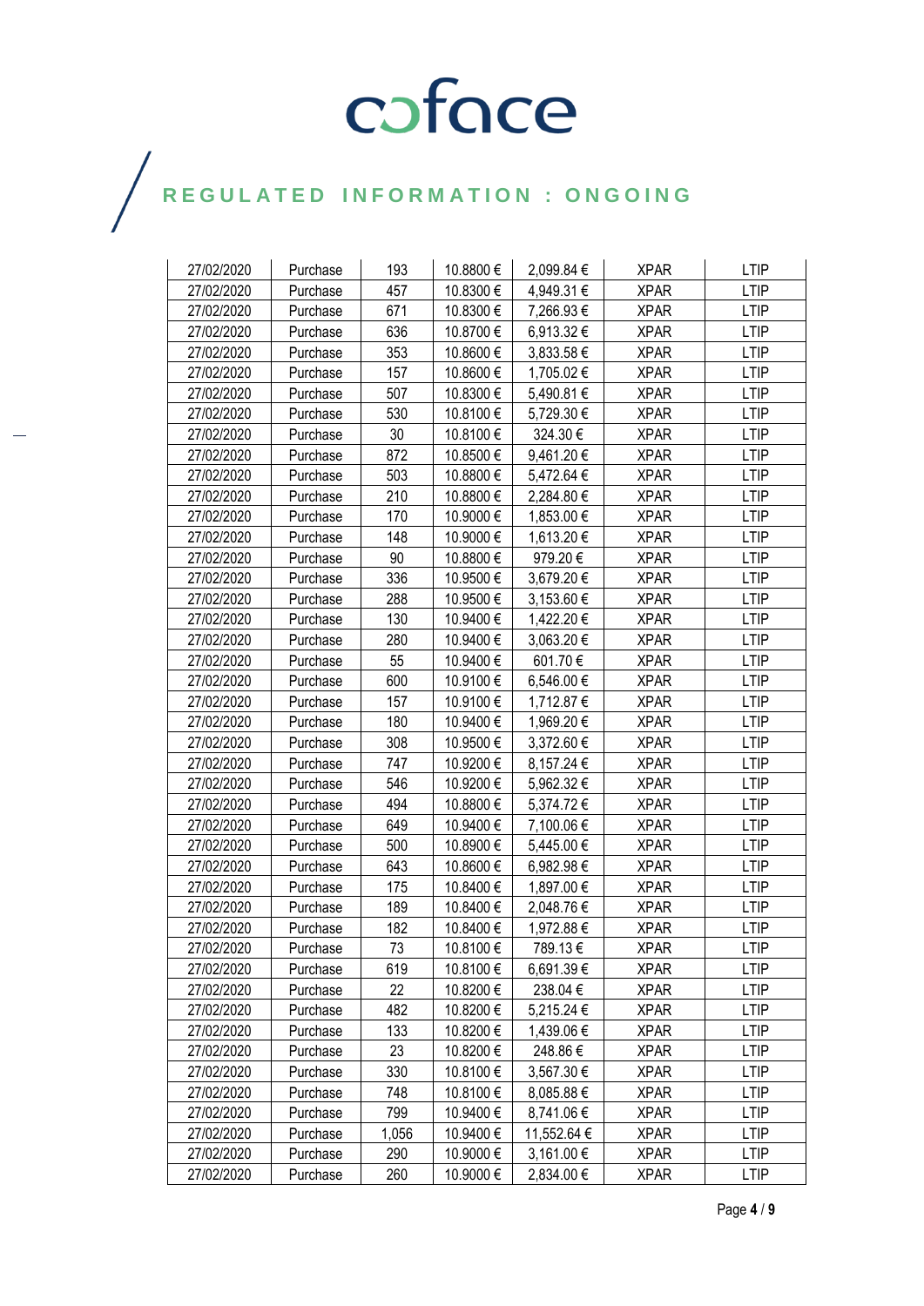| | | | | | | |
|---|---|---|---|---|---|---|
| 27/02/2020 | Purchase | 193 | 10.8800 € | 2,099.84 € | XPAR | LTIP |
| 27/02/2020 | Purchase | 457 | 10.8300 € | 4,949.31 € | XPAR | LTIP |
| 27/02/2020 | Purchase | 671 | 10.8300 € | 7,266.93 € | XPAR | LTIP |
| 27/02/2020 | Purchase | 636 | 10.8700 € | 6,913.32 € | XPAR | LTIP |
| 27/02/2020 | Purchase | 353 | 10.8600 € | 3,833.58 € | XPAR | LTIP |
| 27/02/2020 | Purchase | 157 | 10.8600 € | 1,705.02 € | XPAR | LTIP |
| 27/02/2020 | Purchase | 507 | 10.8300 € | 5,490.81 € | XPAR | LTIP |
| 27/02/2020 | Purchase | 530 | 10.8100 € | 5,729.30 € | XPAR | LTIP |
| 27/02/2020 | Purchase | 30 | 10.8100 € | 324.30 € | XPAR | LTIP |
| 27/02/2020 | Purchase | 872 | 10.8500 € | 9,461.20 € | XPAR | LTIP |
| 27/02/2020 | Purchase | 503 | 10.8800 € | 5,472.64 € | XPAR | LTIP |
| 27/02/2020 | Purchase | 210 | 10.8800 € | 2,284.80 € | XPAR | LTIP |
| 27/02/2020 | Purchase | 170 | 10.9000 € | 1,853.00 € | XPAR | LTIP |
| 27/02/2020 | Purchase | 148 | 10.9000 € | 1,613.20 € | XPAR | LTIP |
| 27/02/2020 | Purchase | 90 | 10.8800 € | 979.20 € | XPAR | LTIP |
| 27/02/2020 | Purchase | 336 | 10.9500 € | 3,679.20 € | XPAR | LTIP |
| 27/02/2020 | Purchase | 288 | 10.9500 € | 3,153.60 € | XPAR | LTIP |
| 27/02/2020 | Purchase | 130 | 10.9400 € | 1,422.20 € | XPAR | LTIP |
| 27/02/2020 | Purchase | 280 | 10.9400 € | 3,063.20 € | XPAR | LTIP |
| 27/02/2020 | Purchase | 55 | 10.9400 € | 601.70 € | XPAR | LTIP |
| 27/02/2020 | Purchase | 600 | 10.9100 € | 6,546.00 € | XPAR | LTIP |
| 27/02/2020 | Purchase | 157 | 10.9100 € | 1,712.87 € | XPAR | LTIP |
| 27/02/2020 | Purchase | 180 | 10.9400 € | 1,969.20 € | XPAR | LTIP |
| 27/02/2020 | Purchase | 308 | 10.9500 € | 3,372.60 € | XPAR | LTIP |
| 27/02/2020 | Purchase | 747 | 10.9200 € | 8,157.24 € | XPAR | LTIP |
| 27/02/2020 | Purchase | 546 | 10.9200 € | 5,962.32 € | XPAR | LTIP |
| 27/02/2020 | Purchase | 494 | 10.8800 € | 5,374.72 € | XPAR | LTIP |
| 27/02/2020 | Purchase | 649 | 10.9400 € | 7,100.06 € | XPAR | LTIP |
| 27/02/2020 | Purchase | 500 | 10.8900 € | 5,445.00 € | XPAR | LTIP |
| 27/02/2020 | Purchase | 643 | 10.8600 € | 6,982.98 € | XPAR | LTIP |
| 27/02/2020 | Purchase | 175 | 10.8400 € | 1,897.00 € | XPAR | LTIP |
| 27/02/2020 | Purchase | 189 | 10.8400 € | 2,048.76 € | XPAR | LTIP |
| 27/02/2020 | Purchase | 182 | 10.8400 € | 1,972.88 € | XPAR | LTIP |
| 27/02/2020 | Purchase | 73 | 10.8100 € | 789.13 € | XPAR | LTIP |
| 27/02/2020 | Purchase | 619 | 10.8100 € | 6,691.39 € | XPAR | LTIP |
| 27/02/2020 | Purchase | 22 | 10.8200 € | 238.04 € | XPAR | LTIP |
| 27/02/2020 | Purchase | 482 | 10.8200 € | 5,215.24 € | XPAR | LTIP |
| 27/02/2020 | Purchase | 133 | 10.8200 € | 1,439.06 € | XPAR | LTIP |
| 27/02/2020 | Purchase | 23 | 10.8200 € | 248.86 € | XPAR | LTIP |
| 27/02/2020 | Purchase | 330 | 10.8100 € | 3,567.30 € | XPAR | LTIP |
| 27/02/2020 | Purchase | 748 | 10.8100 € | 8,085.88 € | XPAR | LTIP |
| 27/02/2020 | Purchase | 799 | 10.9400 € | 8,741.06 € | XPAR | LTIP |
| 27/02/2020 | Purchase | 1,056 | 10.9400 € | 11,552.64 € | XPAR | LTIP |
| 27/02/2020 | Purchase | 290 | 10.9000 € | 3,161.00 € | XPAR | LTIP |
| 27/02/2020 | Purchase | 260 | 10.9000 € | 2,834.00 € | XPAR | LTIP |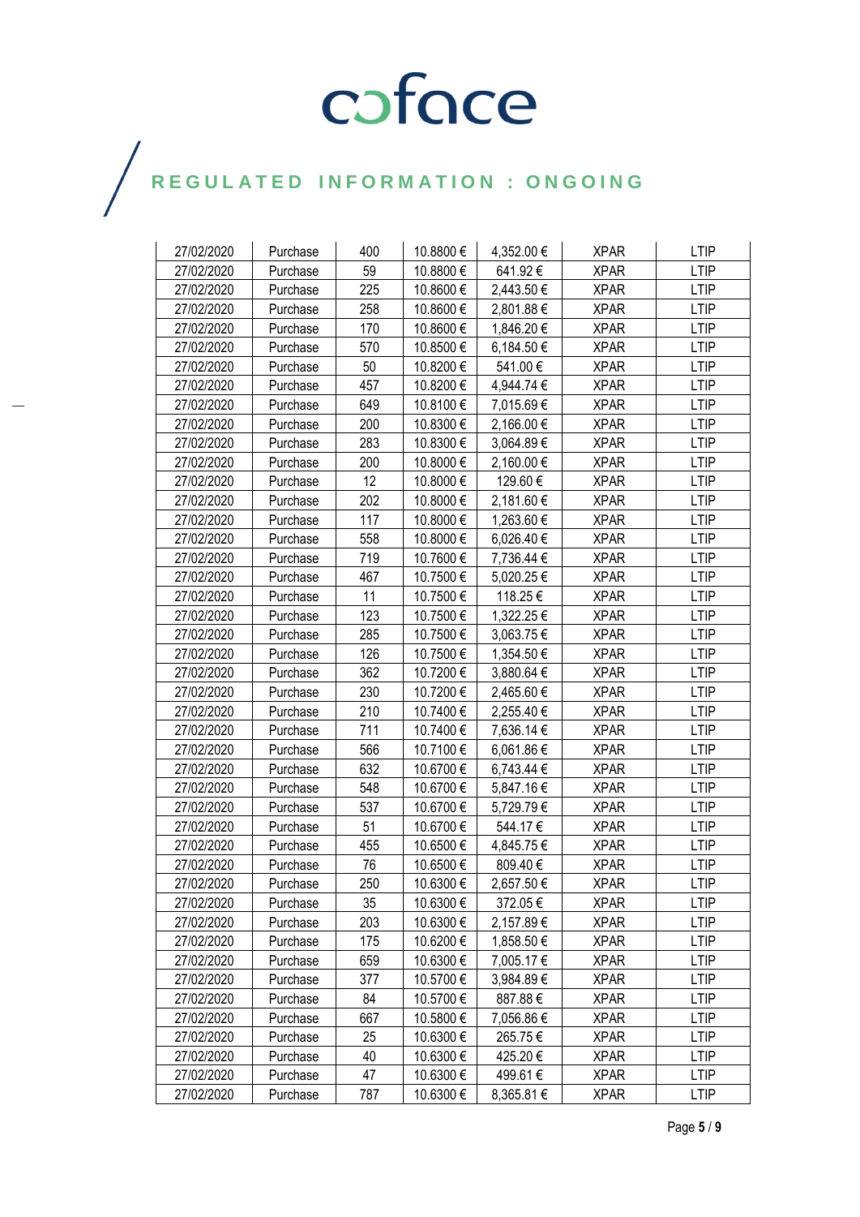| 27/02/2020 | Purchase | 400 | 10.8800 € | 4,352.00 € | XPAR | LTIP |
|---|---|---|---|---|---|---|
| 27/02/2020 | Purchase | 59 | 10.8800 € | 641.92 € | XPAR | LTIP |
| 27/02/2020 | Purchase | 225 | 10.8600 € | 2,443.50 € | XPAR | LTIP |
| 27/02/2020 | Purchase | 258 | 10.8600 € | 2,801.88 € | XPAR | LTIP |
| 27/02/2020 | Purchase | 170 | 10.8600 € | 1,846.20 € | XPAR | LTIP |
| 27/02/2020 | Purchase | 570 | 10.8500 € | 6,184.50 € | XPAR | LTIP |
| 27/02/2020 | Purchase | 50 | 10.8200 € | 541.00 € | XPAR | LTIP |
| 27/02/2020 | Purchase | 457 | 10.8200 € | 4,944.74 € | XPAR | LTIP |
| 27/02/2020 | Purchase | 649 | 10.8100 € | 7,015.69 € | XPAR | LTIP |
| 27/02/2020 | Purchase | 200 | 10.8300 € | 2,166.00 € | XPAR | LTIP |
| 27/02/2020 | Purchase | 283 | 10.8300 € | 3,064.89 € | XPAR | LTIP |
| 27/02/2020 | Purchase | 200 | 10.8000 € | 2,160.00 € | XPAR | LTIP |
| 27/02/2020 | Purchase | 12 | 10.8000 € | 129.60 € | XPAR | LTIP |
| 27/02/2020 | Purchase | 202 | 10.8000 € | 2,181.60 € | XPAR | LTIP |
| 27/02/2020 | Purchase | 117 | 10.8000 € | 1,263.60 € | XPAR | LTIP |
| 27/02/2020 | Purchase | 558 | 10.8000 € | 6,026.40 € | XPAR | LTIP |
| 27/02/2020 | Purchase | 719 | 10.7600 € | 7,736.44 € | XPAR | LTIP |
| 27/02/2020 | Purchase | 467 | 10.7500 € | 5,020.25 € | XPAR | LTIP |
| 27/02/2020 | Purchase | 11 | 10.7500 € | 118.25 € | XPAR | LTIP |
| 27/02/2020 | Purchase | 123 | 10.7500 € | 1,322.25 € | XPAR | LTIP |
| 27/02/2020 | Purchase | 285 | 10.7500 € | 3,063.75 € | XPAR | LTIP |
| 27/02/2020 | Purchase | 126 | 10.7500 € | 1,354.50 € | XPAR | LTIP |
| 27/02/2020 | Purchase | 362 | 10.7200 € | 3,880.64 € | XPAR | LTIP |
| 27/02/2020 | Purchase | 230 | 10.7200 € | 2,465.60 € | XPAR | LTIP |
| 27/02/2020 | Purchase | 210 | 10.7400 € | 2,255.40 € | XPAR | LTIP |
| 27/02/2020 | Purchase | 711 | 10.7400 € | 7,636.14 € | XPAR | LTIP |
| 27/02/2020 | Purchase | 566 | 10.7100 € | 6,061.86 € | XPAR | LTIP |
| 27/02/2020 | Purchase | 632 | 10.6700 € | 6,743.44 € | XPAR | LTIP |
| 27/02/2020 | Purchase | 548 | 10.6700 € | 5,847.16 € | XPAR | LTIP |
| 27/02/2020 | Purchase | 537 | 10.6700 € | 5,729.79 € | XPAR | LTIP |
| 27/02/2020 | Purchase | 51 | 10.6700 € | 544.17 € | XPAR | LTIP |
| 27/02/2020 | Purchase | 455 | 10.6500 € | 4,845.75 € | XPAR | LTIP |
| 27/02/2020 | Purchase | 76 | 10.6500 € | 809.40 € | XPAR | LTIP |
| 27/02/2020 | Purchase | 250 | 10.6300 € | 2,657.50 € | XPAR | LTIP |
| 27/02/2020 | Purchase | 35 | 10.6300 € | 372.05 € | XPAR | LTIP |
| 27/02/2020 | Purchase | 203 | 10.6300 € | 2,157.89 € | XPAR | LTIP |
| 27/02/2020 | Purchase | 175 | 10.6200 € | 1,858.50 € | XPAR | LTIP |
| 27/02/2020 | Purchase | 659 | 10.6300 € | 7,005.17 € | XPAR | LTIP |
| 27/02/2020 | Purchase | 377 | 10.5700 € | 3,984.89 € | XPAR | LTIP |
| 27/02/2020 | Purchase | 84 | 10.5700 € | 887.88 € | XPAR | LTIP |
| 27/02/2020 | Purchase | 667 | 10.5800 € | 7,056.86 € | XPAR | LTIP |
| 27/02/2020 | Purchase | 25 | 10.6300 € | 265.75 € | XPAR | LTIP |
| 27/02/2020 | Purchase | 40 | 10.6300 € | 425.20 € | XPAR | LTIP |
| 27/02/2020 | Purchase | 47 | 10.6300 € | 499.61 € | XPAR | LTIP |
| 27/02/2020 | Purchase | 787 | 10.6300 € | 8,365.81 € | XPAR | LTIP |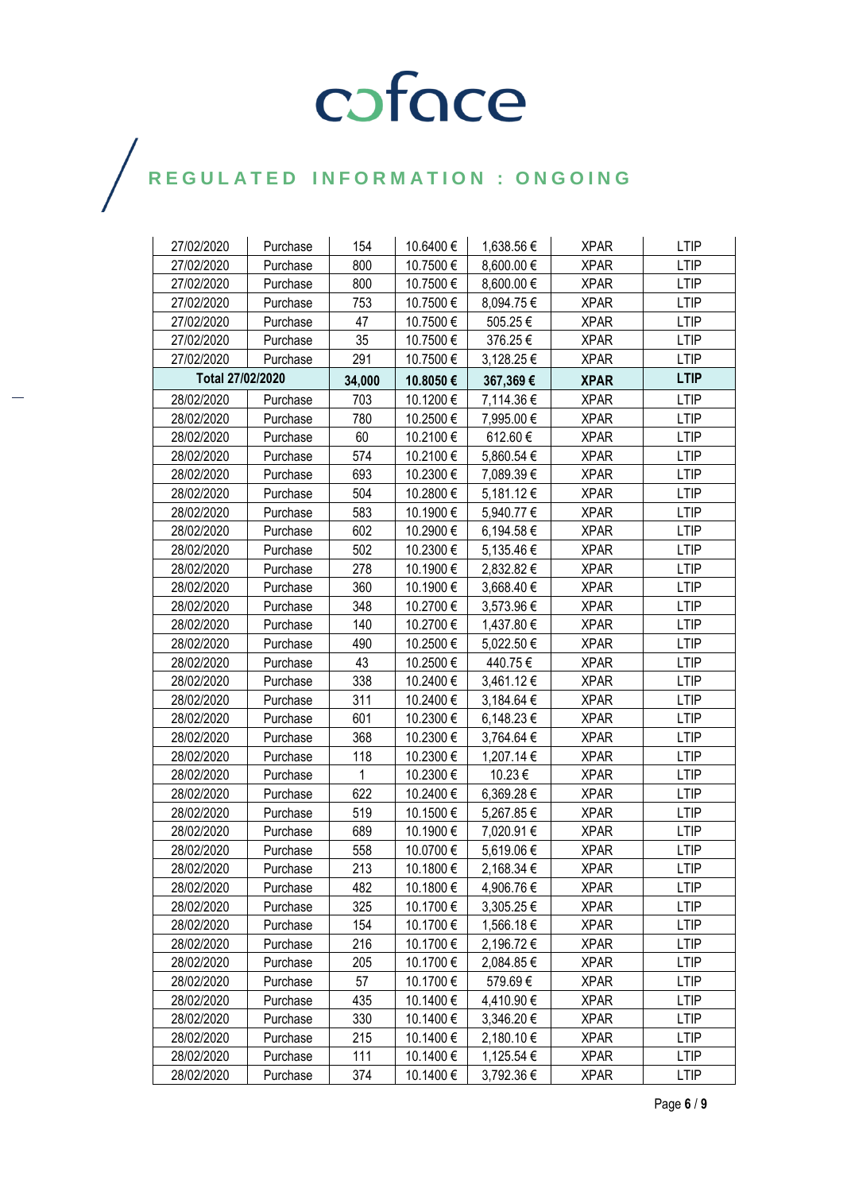| 27/02/2020 | Purchase | 154 | 10.6400 € | 1,638.56 € | XPAR | LTIP |
|---|---|---|---|---|---|---|
| 27/02/2020 | Purchase | 800 | 10.7500 € | 8,600.00 € | XPAR | LTIP |
| 27/02/2020 | Purchase | 800 | 10.7500 € | 8,600.00 € | XPAR | LTIP |
| 27/02/2020 | Purchase | 753 | 10.7500 € | 8,094.75 € | XPAR | LTIP |
| 27/02/2020 | Purchase | 47 | 10.7500 € | 505.25 € | XPAR | LTIP |
| 27/02/2020 | Purchase | 35 | 10.7500 € | 376.25 € | XPAR | LTIP |
| 27/02/2020 | Purchase | 291 | 10.7500 € | 3,128.25 € | XPAR | LTIP |
| **Total 27/02/2020** | | **34,000** | **10.8050 €** | **367,369 €** | **XPAR** | **LTIP** |
| 28/02/2020 | Purchase | 703 | 10.1200 € | 7,114.36 € | XPAR | LTIP |
| 28/02/2020 | Purchase | 780 | 10.2500 € | 7,995.00 € | XPAR | LTIP |
| 28/02/2020 | Purchase | 60 | 10.2100 € | 612.60 € | XPAR | LTIP |
| 28/02/2020 | Purchase | 574 | 10.2100 € | 5,860.54 € | XPAR | LTIP |
| 28/02/2020 | Purchase | 693 | 10.2300 € | 7,089.39 € | XPAR | LTIP |
| 28/02/2020 | Purchase | 504 | 10.2800 € | 5,181.12 € | XPAR | LTIP |
| 28/02/2020 | Purchase | 583 | 10.1900 € | 5,940.77 € | XPAR | LTIP |
| 28/02/2020 | Purchase | 602 | 10.2900 € | 6,194.58 € | XPAR | LTIP |
| 28/02/2020 | Purchase | 502 | 10.2300 € | 5,135.46 € | XPAR | LTIP |
| 28/02/2020 | Purchase | 278 | 10.1900 € | 2,832.82 € | XPAR | LTIP |
| 28/02/2020 | Purchase | 360 | 10.1900 € | 3,668.40 € | XPAR | LTIP |
| 28/02/2020 | Purchase | 348 | 10.2700 € | 3,573.96 € | XPAR | LTIP |
| 28/02/2020 | Purchase | 140 | 10.2700 € | 1,437.80 € | XPAR | LTIP |
| 28/02/2020 | Purchase | 490 | 10.2500 € | 5,022.50 € | XPAR | LTIP |
| 28/02/2020 | Purchase | 43 | 10.2500 € | 440.75 € | XPAR | LTIP |
| 28/02/2020 | Purchase | 338 | 10.2400 € | 3,461.12 € | XPAR | LTIP |
| 28/02/2020 | Purchase | 311 | 10.2400 € | 3,184.64 € | XPAR | LTIP |
| 28/02/2020 | Purchase | 601 | 10.2300 € | 6,148.23 € | XPAR | LTIP |
| 28/02/2020 | Purchase | 368 | 10.2300 € | 3,764.64 € | XPAR | LTIP |
| 28/02/2020 | Purchase | 118 | 10.2300 € | 1,207.14 € | XPAR | LTIP |
| 28/02/2020 | Purchase | 1 | 10.2300 € | 10.23 € | XPAR | LTIP |
| 28/02/2020 | Purchase | 622 | 10.2400 € | 6,369.28 € | XPAR | LTIP |
| 28/02/2020 | Purchase | 519 | 10.1500 € | 5,267.85 € | XPAR | LTIP |
| 28/02/2020 | Purchase | 689 | 10.1900 € | 7,020.91 € | XPAR | LTIP |
| 28/02/2020 | Purchase | 558 | 10.0700 € | 5,619.06 € | XPAR | LTIP |
| 28/02/2020 | Purchase | 213 | 10.1800 € | 2,168.34 € | XPAR | LTIP |
| 28/02/2020 | Purchase | 482 | 10.1800 € | 4,906.76 € | XPAR | LTIP |
| 28/02/2020 | Purchase | 325 | 10.1700 € | 3,305.25 € | XPAR | LTIP |
| 28/02/2020 | Purchase | 154 | 10.1700 € | 1,566.18 € | XPAR | LTIP |
| 28/02/2020 | Purchase | 216 | 10.1700 € | 2,196.72 € | XPAR | LTIP |
| 28/02/2020 | Purchase | 205 | 10.1700 € | 2,084.85 € | XPAR | LTIP |
| 28/02/2020 | Purchase | 57 | 10.1700 € | 579.69 € | XPAR | LTIP |
| 28/02/2020 | Purchase | 435 | 10.1400 € | 4,410.90 € | XPAR | LTIP |
| 28/02/2020 | Purchase | 330 | 10.1400 € | 3,346.20 € | XPAR | LTIP |
| 28/02/2020 | Purchase | 215 | 10.1400 € | 2,180.10 € | XPAR | LTIP |
| 28/02/2020 | Purchase | 111 | 10.1400 € | 1,125.54 € | XPAR | LTIP |
| 28/02/2020 | Purchase | 374 | 10.1400 € | 3,792.36 € | XPAR | LTIP |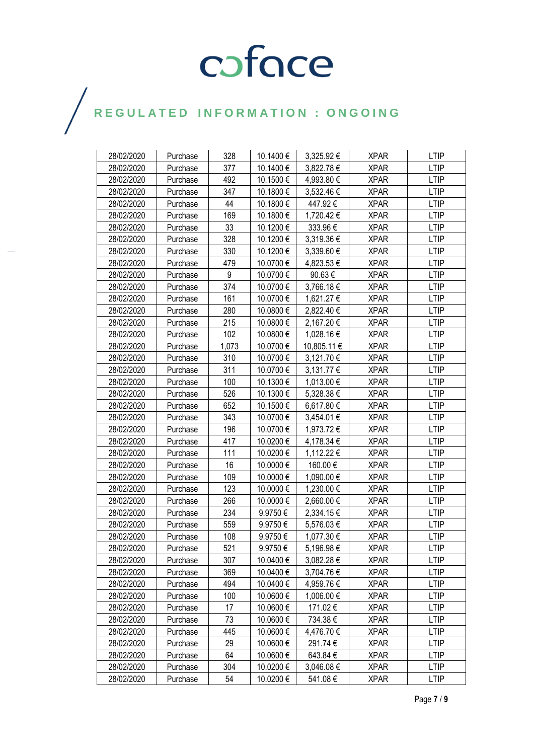| 28/02/2020 | Purchase | 328 | 10.1400 € | 3,325.92 € | XPAR | LTIP |
|---|---|---|---|---|---|---|
| 28/02/2020 | Purchase | 377 | 10.1400 € | 3,822.78 € | XPAR | LTIP |
| 28/02/2020 | Purchase | 492 | 10.1500 € | 4,993.80 € | XPAR | LTIP |
| 28/02/2020 | Purchase | 347 | 10.1800 € | 3,532.46 € | XPAR | LTIP |
| 28/02/2020 | Purchase | 44 | 10.1800 € | 447.92 € | XPAR | LTIP |
| 28/02/2020 | Purchase | 169 | 10.1800 € | 1,720.42 € | XPAR | LTIP |
| 28/02/2020 | Purchase | 33 | 10.1200 € | 333.96 € | XPAR | LTIP |
| 28/02/2020 | Purchase | 328 | 10.1200 € | 3,319.36 € | XPAR | LTIP |
| 28/02/2020 | Purchase | 330 | 10.1200 € | 3,339.60 € | XPAR | LTIP |
| 28/02/2020 | Purchase | 479 | 10.0700 € | 4,823.53 € | XPAR | LTIP |
| 28/02/2020 | Purchase | 9 | 10.0700 € | 90.63 € | XPAR | LTIP |
| 28/02/2020 | Purchase | 374 | 10.0700 € | 3,766.18 € | XPAR | LTIP |
| 28/02/2020 | Purchase | 161 | 10.0700 € | 1,621.27 € | XPAR | LTIP |
| 28/02/2020 | Purchase | 280 | 10.0800 € | 2,822.40 € | XPAR | LTIP |
| 28/02/2020 | Purchase | 215 | 10.0800 € | 2,167.20 € | XPAR | LTIP |
| 28/02/2020 | Purchase | 102 | 10.0800 € | 1,028.16 € | XPAR | LTIP |
| 28/02/2020 | Purchase | 1,073 | 10.0700 € | 10,805.11 € | XPAR | LTIP |
| 28/02/2020 | Purchase | 310 | 10.0700 € | 3,121.70 € | XPAR | LTIP |
| 28/02/2020 | Purchase | 311 | 10.0700 € | 3,131.77 € | XPAR | LTIP |
| 28/02/2020 | Purchase | 100 | 10.1300 € | 1,013.00 € | XPAR | LTIP |
| 28/02/2020 | Purchase | 526 | 10.1300 € | 5,328.38 € | XPAR | LTIP |
| 28/02/2020 | Purchase | 652 | 10.1500 € | 6,617.80 € | XPAR | LTIP |
| 28/02/2020 | Purchase | 343 | 10.0700 € | 3,454.01 € | XPAR | LTIP |
| 28/02/2020 | Purchase | 196 | 10.0700 € | 1,973.72 € | XPAR | LTIP |
| 28/02/2020 | Purchase | 417 | 10.0200 € | 4,178.34 € | XPAR | LTIP |
| 28/02/2020 | Purchase | 111 | 10.0200 € | 1,112.22 € | XPAR | LTIP |
| 28/02/2020 | Purchase | 16 | 10.0000 € | 160.00 € | XPAR | LTIP |
| 28/02/2020 | Purchase | 109 | 10.0000 € | 1,090.00 € | XPAR | LTIP |
| 28/02/2020 | Purchase | 123 | 10.0000 € | 1,230.00 € | XPAR | LTIP |
| 28/02/2020 | Purchase | 266 | 10.0000 € | 2,660.00 € | XPAR | LTIP |
| 28/02/2020 | Purchase | 234 | 9.9750 € | 2,334.15 € | XPAR | LTIP |
| 28/02/2020 | Purchase | 559 | 9.9750 € | 5,576.03 € | XPAR | LTIP |
| 28/02/2020 | Purchase | 108 | 9.9750 € | 1,077.30 € | XPAR | LTIP |
| 28/02/2020 | Purchase | 521 | 9.9750 € | 5,196.98 € | XPAR | LTIP |
| 28/02/2020 | Purchase | 307 | 10.0400 € | 3,082.28 € | XPAR | LTIP |
| 28/02/2020 | Purchase | 369 | 10.0400 € | 3,704.76 € | XPAR | LTIP |
| 28/02/2020 | Purchase | 494 | 10.0400 € | 4,959.76 € | XPAR | LTIP |
| 28/02/2020 | Purchase | 100 | 10.0600 € | 1,006.00 € | XPAR | LTIP |
| 28/02/2020 | Purchase | 17 | 10.0600 € | 171.02 € | XPAR | LTIP |
| 28/02/2020 | Purchase | 73 | 10.0600 € | 734.38 € | XPAR | LTIP |
| 28/02/2020 | Purchase | 445 | 10.0600 € | 4,476.70 € | XPAR | LTIP |
| 28/02/2020 | Purchase | 29 | 10.0600 € | 291.74 € | XPAR | LTIP |
| 28/02/2020 | Purchase | 64 | 10.0600 € | 643.84 € | XPAR | LTIP |
| 28/02/2020 | Purchase | 304 | 10.0200 € | 3,046.08 € | XPAR | LTIP |
| 28/02/2020 | Purchase | 54 | 10.0200 € | 541.08 € | XPAR | LTIP |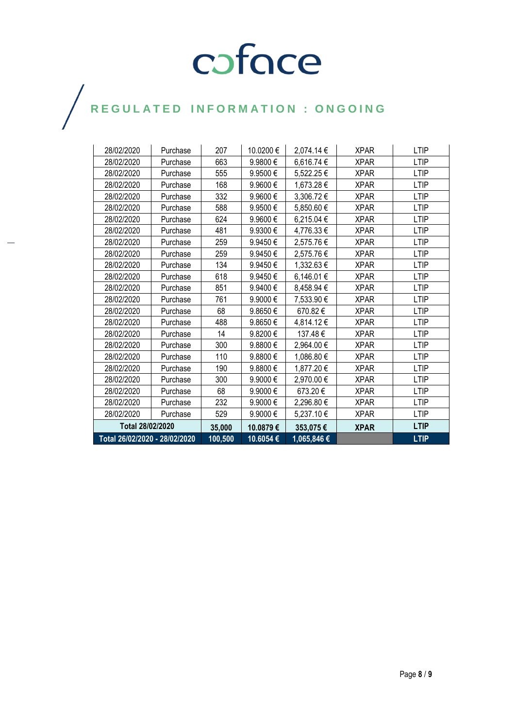REGULATED INFORMATION : ONGOING

| | | | | | | |
|---|---|---|---|---|---|---|
| 28/02/2020 | Purchase | 207 | 10.0200 € | 2,074.14 € | XPAR | LTIP |
| 28/02/2020 | Purchase | 663 | 9.9800 € | 6,616.74 € | XPAR | LTIP |
| 28/02/2020 | Purchase | 555 | 9.9500 € | 5,522.25 € | XPAR | LTIP |
| 28/02/2020 | Purchase | 168 | 9.9600 € | 1,673.28 € | XPAR | LTIP |
| 28/02/2020 | Purchase | 332 | 9.9600 € | 3,306.72 € | XPAR | LTIP |
| 28/02/2020 | Purchase | 588 | 9.9500 € | 5,850.60 € | XPAR | LTIP |
| 28/02/2020 | Purchase | 624 | 9.9600 € | 6,215.04 € | XPAR | LTIP |
| 28/02/2020 | Purchase | 481 | 9.9300 € | 4,776.33 € | XPAR | LTIP |
| 28/02/2020 | Purchase | 259 | 9.9450 € | 2,575.76 € | XPAR | LTIP |
| 28/02/2020 | Purchase | 259 | 9.9450 € | 2,575.76 € | XPAR | LTIP |
| 28/02/2020 | Purchase | 134 | 9.9450 € | 1,332.63 € | XPAR | LTIP |
| 28/02/2020 | Purchase | 618 | 9.9450 € | 6,146.01 € | XPAR | LTIP |
| 28/02/2020 | Purchase | 851 | 9.9400 € | 8,458.94 € | XPAR | LTIP |
| 28/02/2020 | Purchase | 761 | 9.9000 € | 7,533.90 € | XPAR | LTIP |
| 28/02/2020 | Purchase | 68 | 9.8650 € | 670.82 € | XPAR | LTIP |
| 28/02/2020 | Purchase | 488 | 9.8650 € | 4,814.12 € | XPAR | LTIP |
| 28/02/2020 | Purchase | 14 | 9.8200 € | 137.48 € | XPAR | LTIP |
| 28/02/2020 | Purchase | 300 | 9.8800 € | 2,964.00 € | XPAR | LTIP |
| 28/02/2020 | Purchase | 110 | 9.8800 € | 1,086.80 € | XPAR | LTIP |
| 28/02/2020 | Purchase | 190 | 9.8800 € | 1,877.20 € | XPAR | LTIP |
| 28/02/2020 | Purchase | 300 | 9.9000 € | 2,970.00 € | XPAR | LTIP |
| 28/02/2020 | Purchase | 68 | 9.9000 € | 673.20 € | XPAR | LTIP |
| 28/02/2020 | Purchase | 232 | 9.9000 € | 2,296.80 € | XPAR | LTIP |
| 28/02/2020 | Purchase | 529 | 9.9000 € | 5,237.10 € | XPAR | LTIP |
| **Total 28/02/2020** | | **35,000** | **10.0879 €** | **353,075 €** | **XPAR** | **LTIP** |
| **Total 26/02/2020 - 28/02/2020** | | **100,500** | **10.6054 €** | **1,065,846 €** | | **LTIP** |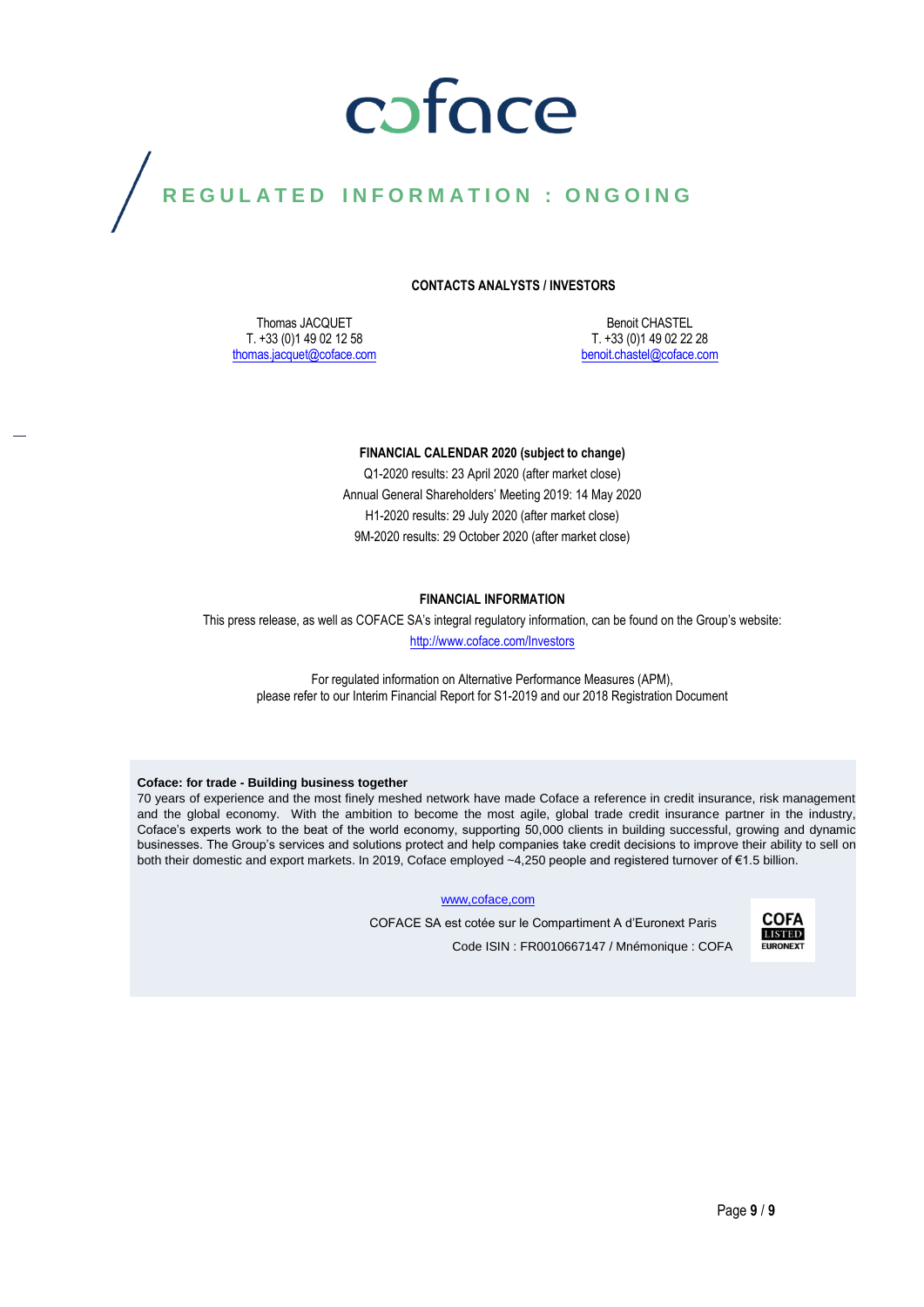coface

## REGULATED INFORMATION : ONGOING

**CONTACTS ANALYSTS / INVESTORS**

Thomas JACQUET
T. +33 (0)1 49 02 12 58
thomas.jacquet@coface.com

Benoit CHASTEL
T. +33 (0)1 49 02 22 28
benoit.chastel@coface.com

**FINANCIAL CALENDAR 2020 (subject to change)**

Q1-2020 results: 23 April 2020 (after market close)
Annual General Shareholders' Meeting 2019: 14 May 2020
H1-2020 results: 29 July 2020 (after market close)
9M-2020 results: 29 October 2020 (after market close)

**FINANCIAL INFORMATION**

This press release, as well as COFACE SA's integral regulatory information, can be found on the Group's website:
http://www.coface.com/Investors

For regulated information on Alternative Performance Measures (APM),
please refer to our Interim Financial Report for S1-2019 and our 2018 Registration Document

**Coface: for trade - Building business together**
70 years of experience and the most finely meshed network have made Coface a reference in credit insurance, risk management and the global economy. With the ambition to become the most agile, global trade credit insurance partner in the industry, Coface's experts work to the beat of the world economy, supporting 50,000 clients in building successful, growing and dynamic businesses. The Group's services and solutions protect and help companies take credit decisions to improve their ability to sell on both their domestic and export markets. In 2019, Coface employed ~4,250 people and registered turnover of €1.5 billion.

www,coface,com

COFACE SA est cotée sur le Compartiment A d'Euronext Paris
Code ISIN : FR0010667147 / Mnémonique : COFA

COFA LISTED EURONEXT